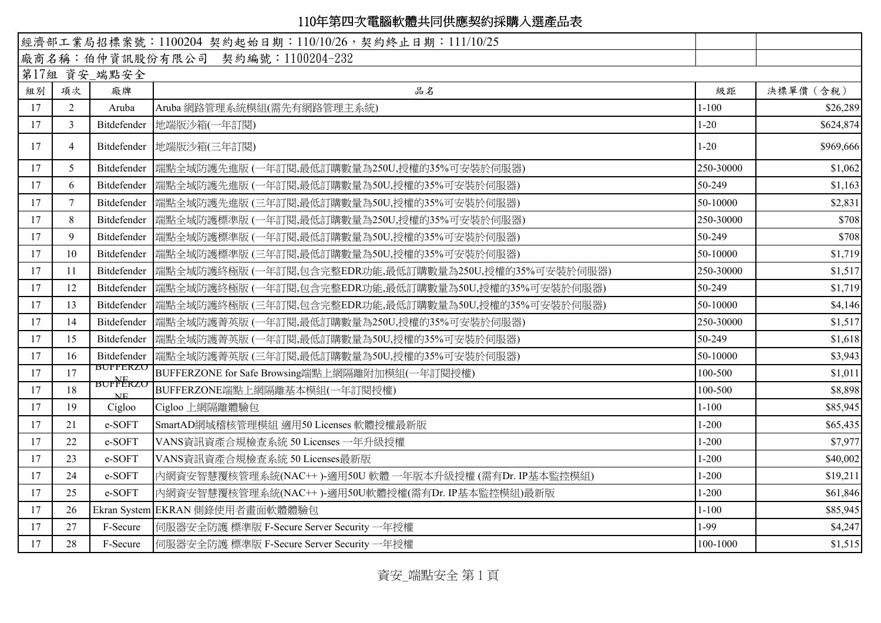# 110年第四次電腦軟體共同供應契約採購入選產品表

經濟部工業局招標案號：1100204 契約起始日期：110/10/26，契約終止日期：111/10/25

廠商名稱：伯仲資訊股份有限公司 契約編號：1100204-232

第17組 資安_端點安全

| 組別 | 項次 | 廠牌 | 品名 | 級距 | 決標單價（含稅） |
|---|---|---|---|---|---|
| 17 | 2 | Aruba | Aruba 網路管理系統模組(需先有網路管理主系統) | 1-100 | $26,289 |
| 17 | 3 | Bitdefender | 地端版沙箱(一年訂閱) | 1-20 | $624,874 |
| 17 | 4 | Bitdefender | 地端版沙箱(三年訂閱) | 1-20 | $969,666 |
| 17 | 5 | Bitdefender | 端點全域防護先進版 (一年訂閱,最低訂購數量為250U,授權的35%可安裝於伺服器) | 250-30000 | $1,062 |
| 17 | 6 | Bitdefender | 端點全域防護先進版 (一年訂閱,最低訂購數量為50U,授權的35%可安裝於伺服器) | 50-249 | $1,163 |
| 17 | 7 | Bitdefender | 端點全域防護先進版 (三年訂閱,最低訂購數量為50U,授權的35%可安裝於伺服器) | 50-10000 | $2,831 |
| 17 | 8 | Bitdefender | 端點全域防護標準版 (一年訂閱,最低訂購數量為250U,授權的35%可安裝於伺服器) | 250-30000 | $708 |
| 17 | 9 | Bitdefender | 端點全域防護標準版 (一年訂閱,最低訂購數量為50U,授權的35%可安裝於伺服器) | 50-249 | $708 |
| 17 | 10 | Bitdefender | 端點全域防護標準版 (三年訂閱,最低訂購數量為50U,授權的35%可安裝於伺服器) | 50-10000 | $1,719 |
| 17 | 11 | Bitdefender | 端點全域防護終極版 (一年訂閱,包含完整EDR功能,最低訂購數量為250U,授權的35%可安裝於伺服器) | 250-30000 | $1,517 |
| 17 | 12 | Bitdefender | 端點全域防護終極版 (一年訂閱,包含完整EDR功能,最低訂購數量為50U,授權的35%可安裝於伺服器) | 50-249 | $1,719 |
| 17 | 13 | Bitdefender | 端點全域防護終極版 (三年訂閱,包含完整EDR功能,最低訂購數量為50U,授權的35%可安裝於伺服器) | 50-10000 | $4,146 |
| 17 | 14 | Bitdefender | 端點全域防護菁英版 (一年訂閱,最低訂購數量為250U,授權的35%可安裝於伺服器) | 250-30000 | $1,517 |
| 17 | 15 | Bitdefender | 端點全域防護菁英版 (一年訂閱,最低訂購數量為50U,授權的35%可安裝於伺服器) | 50-249 | $1,618 |
| 17 | 16 | Bitdefender | 端點全域防護菁英版 (三年訂閱,最低訂購數量為50U,授權的35%可安裝於伺服器) | 50-10000 | $3,943 |
| 17 | 17 | BUFFERZONE | BUFFERZONE for Safe Browsing端點上網隔離附加模組(一年訂閱授權) | 100-500 | $1,011 |
| 17 | 18 | BUFFERZONE | BUFFERZONE端點上網隔離基本模組(一年訂閱授權) | 100-500 | $8,898 |
| 17 | 19 | Cigloo | Cigloo 上網隔離體驗包 | 1-100 | $85,945 |
| 17 | 21 | e-SOFT | SmartAD網域稽核管理模組 適用50 Licenses 軟體授權最新版 | 1-200 | $65,435 |
| 17 | 22 | e-SOFT | VANS資訊資產合規檢查系統 50 Licenses 一年升級授權 | 1-200 | $7,977 |
| 17 | 23 | e-SOFT | VANS資訊資產合規檢查系統 50 Licenses最新版 | 1-200 | $40,002 |
| 17 | 24 | e-SOFT | 內網資安智慧覆核管理系統(NAC++ )-適用50U 軟體 一年版本升級授權 (需有Dr. IP基本監控模組) | 1-200 | $19,211 |
| 17 | 25 | e-SOFT | 內網資安智慧覆核管理系統(NAC++ )-適用50U軟體授權(需有Dr. IP基本監控模組)最新版 | 1-200 | $61,846 |
| 17 | 26 | Ekran System | EKRAN 側錄使用者畫面軟體體驗包 | 1-100 | $85,945 |
| 17 | 27 | F-Secure | 伺服器安全防護 標準版 F-Secure Server Security 一年授權 | 1-99 | $4,247 |
| 17 | 28 | F-Secure | 伺服器安全防護 標準版 F-Secure Server Security 一年授權 | 100-1000 | $1,515 |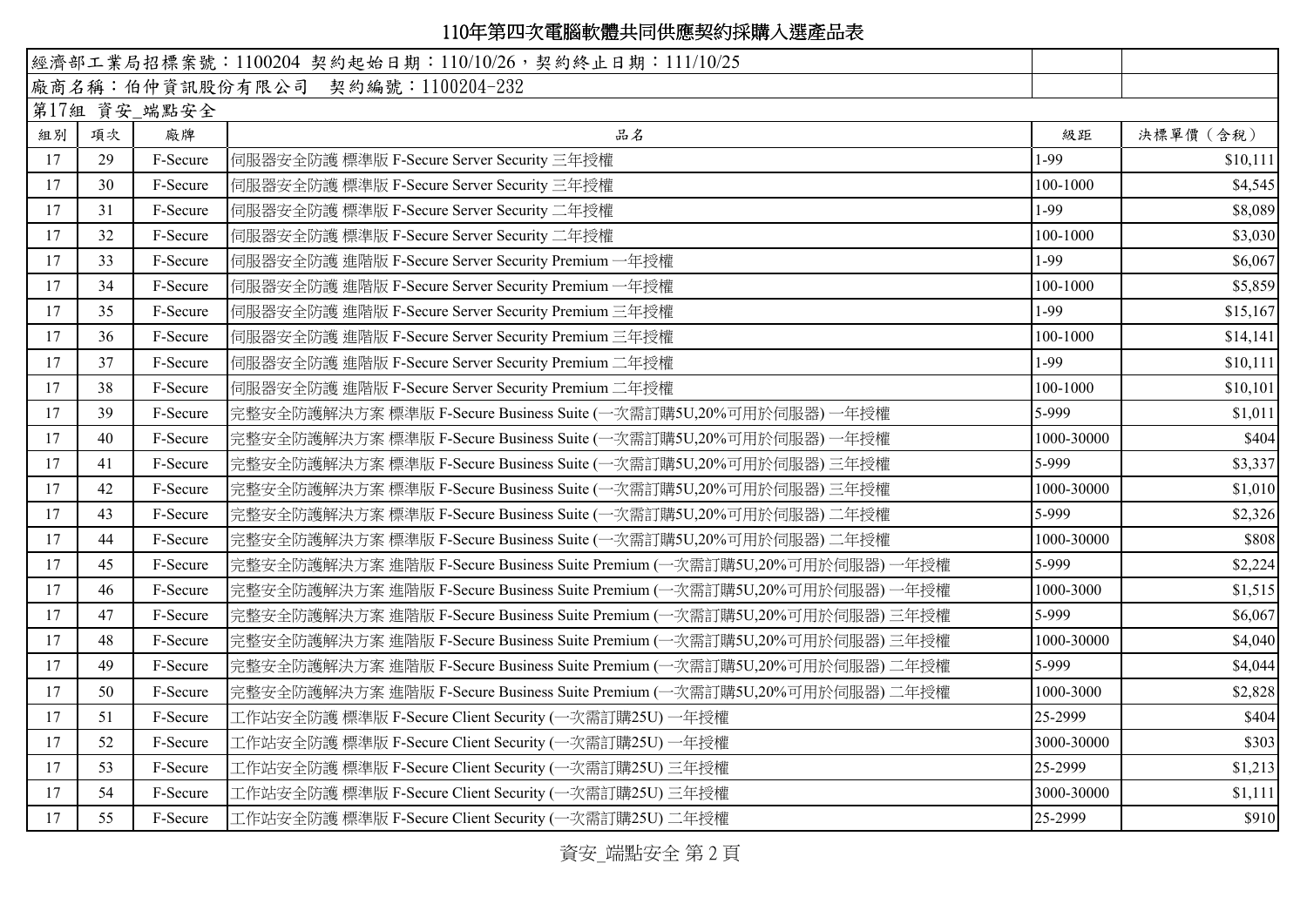# 110年第四次電腦軟體共同供應契約採購入選產品表

| 經濟部工業局招標案號：1100204 契約起始日期：110/10/26，契約終止日期：111/10/25 | | | | | |
|---|---|---|---|---|---|
| 廠商名稱：伯仲資訊股份有限公司　契約編號：1100204-232 | | | | | |
| 第17組 資安_端點安全 | | | | | |
| 組別 | 項次 | 廠牌 | 品名 | 級距 | 決標單價（含稅） |
| 17 | 29 | F-Secure | 伺服器安全防護 標準版 F-Secure Server Security 三年授權 | 1-99 | $10,111 |
| 17 | 30 | F-Secure | 伺服器安全防護 標準版 F-Secure Server Security 三年授權 | 100-1000 | $4,545 |
| 17 | 31 | F-Secure | 伺服器安全防護 標準版 F-Secure Server Security 二年授權 | 1-99 | $8,089 |
| 17 | 32 | F-Secure | 伺服器安全防護 標準版 F-Secure Server Security 二年授權 | 100-1000 | $3,030 |
| 17 | 33 | F-Secure | 伺服器安全防護 進階版 F-Secure Server Security Premium 一年授權 | 1-99 | $6,067 |
| 17 | 34 | F-Secure | 伺服器安全防護 進階版 F-Secure Server Security Premium 一年授權 | 100-1000 | $5,859 |
| 17 | 35 | F-Secure | 伺服器安全防護 進階版 F-Secure Server Security Premium 三年授權 | 1-99 | $15,167 |
| 17 | 36 | F-Secure | 伺服器安全防護 進階版 F-Secure Server Security Premium 三年授權 | 100-1000 | $14,141 |
| 17 | 37 | F-Secure | 伺服器安全防護 進階版 F-Secure Server Security Premium 二年授權 | 1-99 | $10,111 |
| 17 | 38 | F-Secure | 伺服器安全防護 進階版 F-Secure Server Security Premium 二年授權 | 100-1000 | $10,101 |
| 17 | 39 | F-Secure | 完整安全防護解決方案 標準版 F-Secure Business Suite (一次需訂購5U,20%可用於伺服器) 一年授權 | 5-999 | $1,011 |
| 17 | 40 | F-Secure | 完整安全防護解決方案 標準版 F-Secure Business Suite (一次需訂購5U,20%可用於伺服器) 一年授權 | 1000-30000 | $404 |
| 17 | 41 | F-Secure | 完整安全防護解決方案 標準版 F-Secure Business Suite (一次需訂購5U,20%可用於伺服器) 三年授權 | 5-999 | $3,337 |
| 17 | 42 | F-Secure | 完整安全防護解決方案 標準版 F-Secure Business Suite (一次需訂購5U,20%可用於伺服器) 三年授權 | 1000-30000 | $1,010 |
| 17 | 43 | F-Secure | 完整安全防護解決方案 標準版 F-Secure Business Suite (一次需訂購5U,20%可用於伺服器) 二年授權 | 5-999 | $2,326 |
| 17 | 44 | F-Secure | 完整安全防護解決方案 標準版 F-Secure Business Suite (一次需訂購5U,20%可用於伺服器) 二年授權 | 1000-30000 | $808 |
| 17 | 45 | F-Secure | 完整安全防護解決方案 進階版 F-Secure Business Suite Premium (一次需訂購5U,20%可用於伺服器) 一年授權 | 5-999 | $2,224 |
| 17 | 46 | F-Secure | 完整安全防護解決方案 進階版 F-Secure Business Suite Premium (一次需訂購5U,20%可用於伺服器) 一年授權 | 1000-3000 | $1,515 |
| 17 | 47 | F-Secure | 完整安全防護解決方案 進階版 F-Secure Business Suite Premium (一次需訂購5U,20%可用於伺服器) 三年授權 | 5-999 | $6,067 |
| 17 | 48 | F-Secure | 完整安全防護解決方案 進階版 F-Secure Business Suite Premium (一次需訂購5U,20%可用於伺服器) 三年授權 | 1000-30000 | $4,040 |
| 17 | 49 | F-Secure | 完整安全防護解決方案 進階版 F-Secure Business Suite Premium (一次需訂購5U,20%可用於伺服器) 二年授權 | 5-999 | $4,044 |
| 17 | 50 | F-Secure | 完整安全防護解決方案 進階版 F-Secure Business Suite Premium (一次需訂購5U,20%可用於伺服器) 二年授權 | 1000-3000 | $2,828 |
| 17 | 51 | F-Secure | 工作站安全防護 標準版 F-Secure Client Security (一次需訂購25U) 一年授權 | 25-2999 | $404 |
| 17 | 52 | F-Secure | 工作站安全防護 標準版 F-Secure Client Security (一次需訂購25U) 一年授權 | 3000-30000 | $303 |
| 17 | 53 | F-Secure | 工作站安全防護 標準版 F-Secure Client Security (一次需訂購25U) 三年授權 | 25-2999 | $1,213 |
| 17 | 54 | F-Secure | 工作站安全防護 標準版 F-Secure Client Security (一次需訂購25U) 三年授權 | 3000-30000 | $1,111 |
| 17 | 55 | F-Secure | 工作站安全防護 標準版 F-Secure Client Security (一次需訂購25U) 二年授權 | 25-2999 | $910 |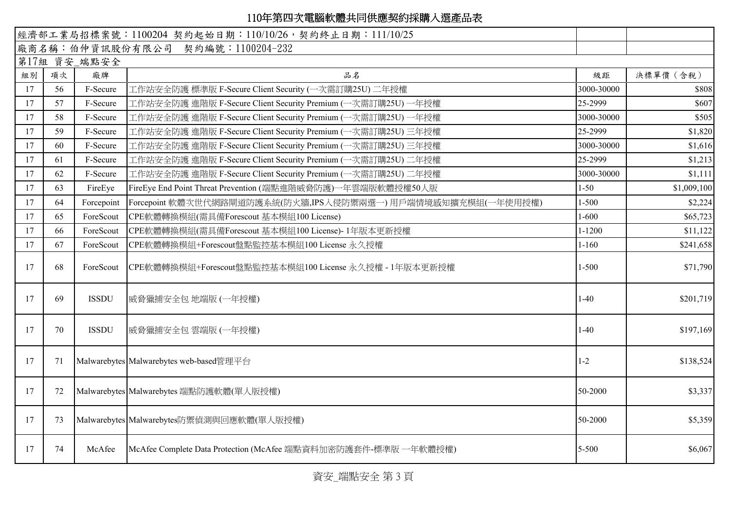# 110年第四次電腦軟體共同供應契約採購入選產品表

經濟部工業局招標案號：1100204 契約起始日期：110/10/26，契約終止日期：111/10/25

廠商名稱：伯仲資訊股份有限公司 契約編號：1100204-232

第17組 資安_端點安全

| 組別 | 項次 | 廠牌 | 品名 | 級距 | 決標單價（含稅） |
|---|---|---|---|---|---|
| 17 | 56 | F-Secure | 工作站安全防護 標準版 F-Secure Client Security (一次需訂購25U) 二年授權 | 3000-30000 | $808 |
| 17 | 57 | F-Secure | 工作站安全防護 進階版 F-Secure Client Security Premium (一次需訂購25U) 一年授權 | 25-2999 | $607 |
| 17 | 58 | F-Secure | 工作站安全防護 進階版 F-Secure Client Security Premium (一次需訂購25U) 一年授權 | 3000-30000 | $505 |
| 17 | 59 | F-Secure | 工作站安全防護 進階版 F-Secure Client Security Premium (一次需訂購25U) 三年授權 | 25-2999 | $1,820 |
| 17 | 60 | F-Secure | 工作站安全防護 進階版 F-Secure Client Security Premium (一次需訂購25U) 三年授權 | 3000-30000 | $1,616 |
| 17 | 61 | F-Secure | 工作站安全防護 進階版 F-Secure Client Security Premium (一次需訂購25U) 二年授權 | 25-2999 | $1,213 |
| 17 | 62 | F-Secure | 工作站安全防護 進階版 F-Secure Client Security Premium (一次需訂購25U) 二年授權 | 3000-30000 | $1,111 |
| 17 | 63 | FireEye | FireEye End Point Threat Prevention (端點進階威脅防護)一年雲端版軟體授權50人版 | 1-50 | $1,009,100 |
| 17 | 64 | Forcepoint | Forcepoint 軟體次世代網路閘道防護系統(防火牆,IPS入侵防禦兩選一) 用戶端情境感知擴充模組(一年使用授權) | 1-500 | $2,224 |
| 17 | 65 | ForeScout | CPE軟體轉換模組(需具備Forescout 基本模組100 License) | 1-600 | $65,723 |
| 17 | 66 | ForeScout | CPE軟體轉換模組(需具備Forescout 基本模組100 License)- 1年版本更新授權 | 1-1200 | $11,122 |
| 17 | 67 | ForeScout | CPE軟體轉換模組+Forescout盤點監控基本模組100 License 永久授權 | 1-160 | $241,658 |
| 17 | 68 | ForeScout | CPE軟體轉換模組+Forescout盤點監控基本模組100 License 永久授權 - 1年版本更新授權 | 1-500 | $71,790 |
| 17 | 69 | ISSDU | 威脅獵捕安全包 地端版 (一年授權) | 1-40 | $201,719 |
| 17 | 70 | ISSDU | 威脅獵捕安全包 雲端版 (一年授權) | 1-40 | $197,169 |
| 17 | 71 | Malwarebytes | Malwarebytes web-based管理平台 | 1-2 | $138,524 |
| 17 | 72 | Malwarebytes | Malwarebytes 端點防護軟體(單人版授權) | 50-2000 | $3,337 |
| 17 | 73 | Malwarebytes | Malwarebytes防禦偵測與回應軟體(單人版授權) | 50-2000 | $5,359 |
| 17 | 74 | McAfee | McAfee Complete Data Protection (McAfee 端點資料加密防護套件-標準版 一年軟體授權) | 5-500 | $6,067 |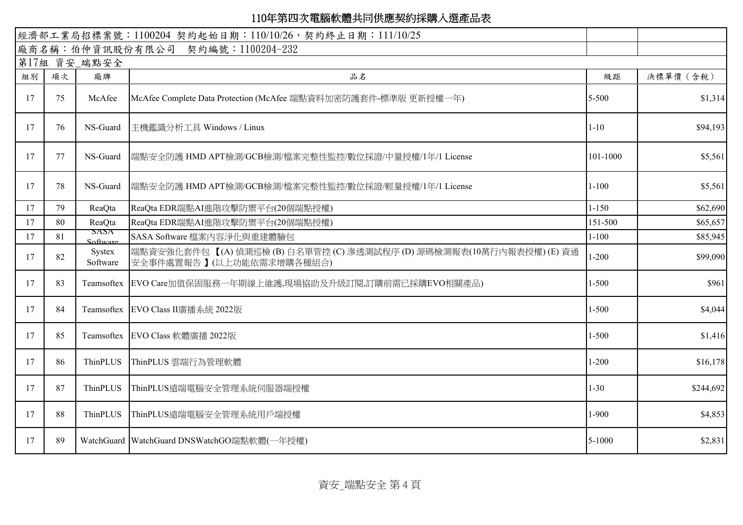# 110年第四次電腦軟體共同供應契約採購入選產品表

| 經濟部工業局招標案號：1100204 契約起始日期：110/10/26，契約終止日期：111/10/25 | | | | | |
|---|---|---|---|---|---|
| 廠商名稱：伯仲資訊股份有限公司 契約編號：1100204-232 | | | | | |
| 第17組 資安_端點安全 | | | | | |
| 組別 | 項次 | 廠牌 | 品名 | 級距 | 決標單價（含稅） |
| 17 | 75 | McAfee | McAfee Complete Data Protection (McAfee 端點資料加密防護套件-標準版 更新授權一年) | 5-500 | $1,314 |
| 17 | 76 | NS-Guard | 主機鑑識分析工具 Windows / Linux | 1-10 | $94,193 |
| 17 | 77 | NS-Guard | 端點安全防護 HMD APT檢測/GCB檢測/檔案完整性監控/數位採證/中量授權/1年/1 License | 101-1000 | $5,561 |
| 17 | 78 | NS-Guard | 端點安全防護 HMD APT檢測/GCB檢測/檔案完整性監控/數位採證/輕量授權/1年/1 License | 1-100 | $5,561 |
| 17 | 79 | ReaQta | ReaQta EDR端點AI進階攻擊防禦平台(20個端點授權) | 1-150 | $62,690 |
| 17 | 80 | ReaQta | ReaQta EDR端點AI進階攻擊防禦平台(20個端點授權) | 151-500 | $65,657 |
| 17 | 81 | SASA Software | SASA Software 檔案內容淨化與重建體驗包 | 1-100 | $85,945 |
| 17 | 82 | Systex Software | 端點資安強化套件包 【(A) 偵測巡檢 (B) 白名單管控 (C) 滲透測試程序 (D) 源碼檢測報表(10萬行內報表授權) (E) 資通安全事件處置報告 】(以上功能依需求增購各種組合) | 1-200 | $99,090 |
| 17 | 83 | Teamsoftex | EVO Care加值保固服務一年期線上維護,現場協助及升級訂閱,訂購前需已採購EVO相關產品) | 1-500 | $961 |
| 17 | 84 | Teamsoftex | EVO Class II廣播系統 2022版 | 1-500 | $4,044 |
| 17 | 85 | Teamsoftex | EVO Class 軟體廣播 2022版 | 1-500 | $1,416 |
| 17 | 86 | ThinPLUS | ThinPLUS 雲端行為管理軟體 | 1-200 | $16,178 |
| 17 | 87 | ThinPLUS | ThinPLUS遠端電腦安全管理系統伺服器端授權 | 1-30 | $244,692 |
| 17 | 88 | ThinPLUS | ThinPLUS遠端電腦安全管理系統用戶端授權 | 1-900 | $4,853 |
| 17 | 89 | WatchGuard | WatchGuard DNSWatchGO端點軟體(一年授權) | 5-1000 | $2,831 |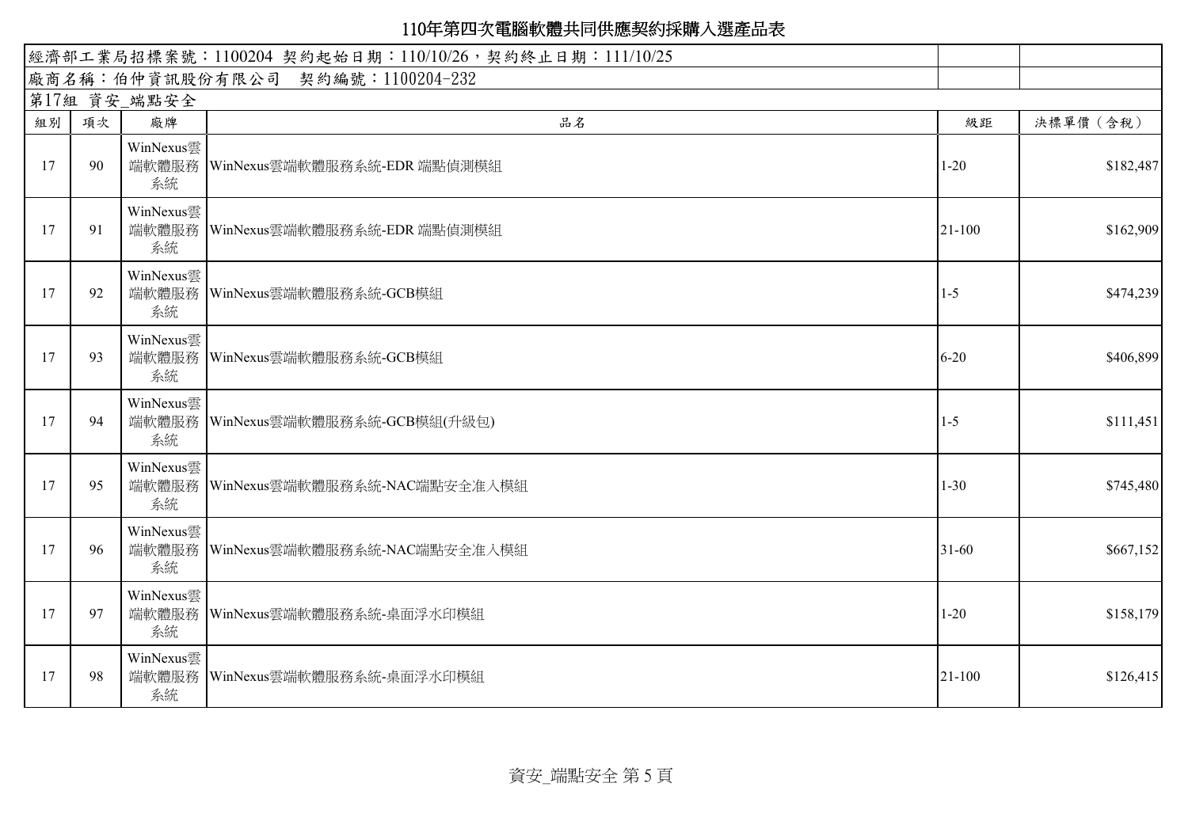# 110年第四次電腦軟體共同供應契約採購入選產品表

| 經濟部工業局招標案號：1100204 契約起始日期：110/10/26，契約終止日期：111/10/25 | | | | | |
|---|---|---|---|---|---|
| 廠商名稱：伯仲資訊股份有限公司 契約編號：1100204-232 | | | | | |
| 第17組 資安_端點安全 | | | | | |
| 組別 | 項次 | 廠牌 | 品名 | 級距 | 決標單價（含稅） |
| 17 | 90 | WinNexus雲端軟體服務系統 | WinNexus雲端軟體服務系統-EDR 端點偵測模組 | 1-20 | $182,487 |
| 17 | 91 | WinNexus雲端軟體服務系統 | WinNexus雲端軟體服務系統-EDR 端點偵測模組 | 21-100 | $162,909 |
| 17 | 92 | WinNexus雲端軟體服務系統 | WinNexus雲端軟體服務系統-GCB模組 | 1-5 | $474,239 |
| 17 | 93 | WinNexus雲端軟體服務系統 | WinNexus雲端軟體服務系統-GCB模組 | 6-20 | $406,899 |
| 17 | 94 | WinNexus雲端軟體服務系統 | WinNexus雲端軟體服務系統-GCB模組(升級包) | 1-5 | $111,451 |
| 17 | 95 | WinNexus雲端軟體服務系統 | WinNexus雲端軟體服務系統-NAC端點安全准入模組 | 1-30 | $745,480 |
| 17 | 96 | WinNexus雲端軟體服務系統 | WinNexus雲端軟體服務系統-NAC端點安全准入模組 | 31-60 | $667,152 |
| 17 | 97 | WinNexus雲端軟體服務系統 | WinNexus雲端軟體服務系統-桌面浮水印模組 | 1-20 | $158,179 |
| 17 | 98 | WinNexus雲端軟體服務系統 | WinNexus雲端軟體服務系統-桌面浮水印模組 | 21-100 | $126,415 |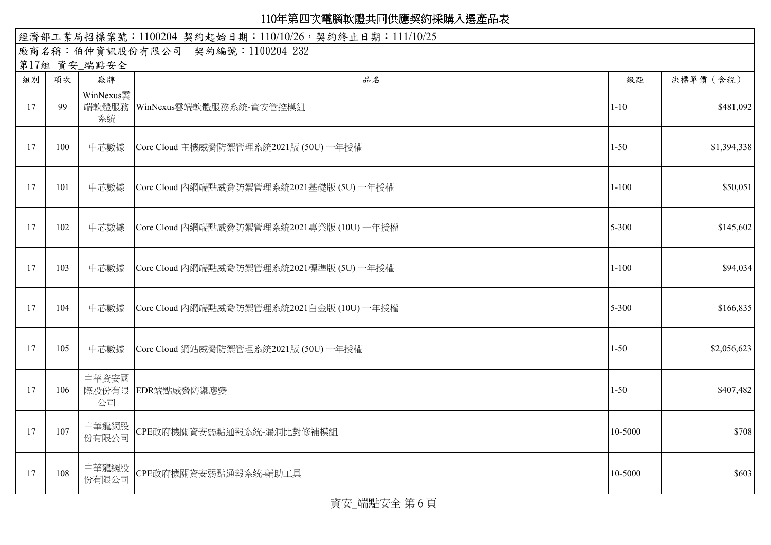# 110年第四次電腦軟體共同供應契約採購入選產品表

經濟部工業局招標案號：1100204 契約起始日期：110/10/26，契約終止日期：111/10/25

廠商名稱：伯仲資訊股份有限公司 契約編號：1100204-232

第17組 資安_端點安全

| 組別 | 項次 | 廠牌 | 品名 | 級距 | 決標單價（含稅） |
|---|---|---|---|---|---|
| 17 | 99 | WinNexus雲端軟體服務系統 | WinNexus雲端軟體服務系統-資安管控模組 | 1-10 | $481,092 |
| 17 | 100 | 中芯數據 | Core Cloud 主機威脅防禦管理系統2021版 (50U) 一年授權 | 1-50 | $1,394,338 |
| 17 | 101 | 中芯數據 | Core Cloud 內網端點威脅防禦管理系統2021基礎版 (5U) 一年授權 | 1-100 | $50,051 |
| 17 | 102 | 中芯數據 | Core Cloud 內網端點威脅防禦管理系統2021專業版 (10U) 一年授權 | 5-300 | $145,602 |
| 17 | 103 | 中芯數據 | Core Cloud 內網端點威脅防禦管理系統2021標準版 (5U) 一年授權 | 1-100 | $94,034 |
| 17 | 104 | 中芯數據 | Core Cloud 內網端點威脅防禦管理系統2021白金版 (10U) 一年授權 | 5-300 | $166,835 |
| 17 | 105 | 中芯數據 | Core Cloud 網站威脅防禦管理系統2021版 (50U) 一年授權 | 1-50 | $2,056,623 |
| 17 | 106 | 中華資安國際股份有限公司 | EDR端點威脅防禦應變 | 1-50 | $407,482 |
| 17 | 107 | 中華龍網股份有限公司 | CPE政府機關資安弱點通報系統-漏洞比對修補模組 | 10-5000 | $708 |
| 17 | 108 | 中華龍網股份有限公司 | CPE政府機關資安弱點通報系統-輔助工具 | 10-5000 | $603 |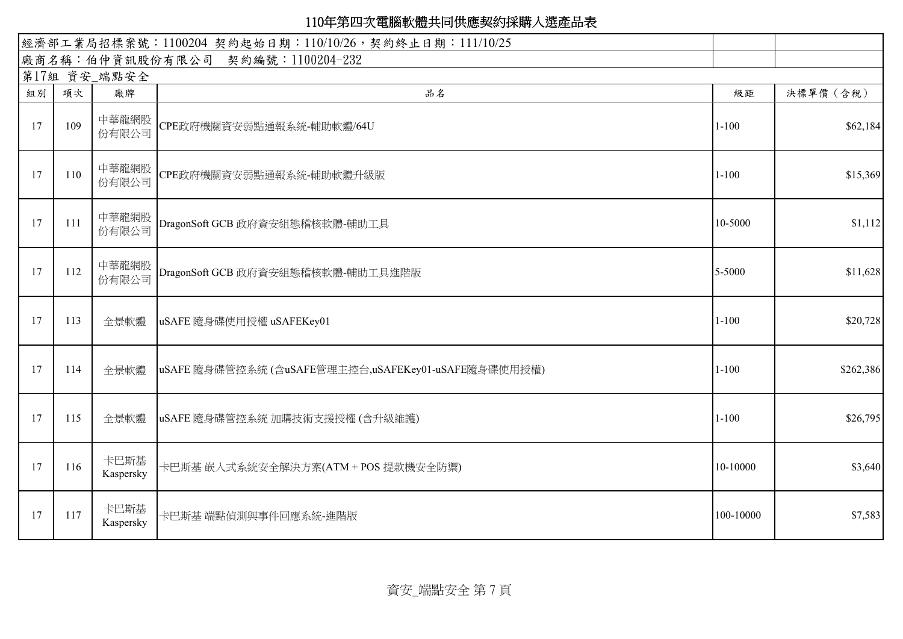# 110年第四次電腦軟體共同供應契約採購入選產品表

經濟部工業局招標案號：1100204 契約起始日期：110/10/26，契約終止日期：111/10/25

廠商名稱：伯仲資訊股份有限公司　契約編號：1100204-232

第17組 資安_端點安全

| 組別 | 項次 | 廠牌 | 品名 | 級距 | 決標單價（含稅） |
|---|---|---|---|---|---|
| 17 | 109 | 中華龍網股份有限公司 | CPE政府機關資安弱點通報系統-輔助軟體/64U | 1-100 | $62,184 |
| 17 | 110 | 中華龍網股份有限公司 | CPE政府機關資安弱點通報系統-輔助軟體升級版 | 1-100 | $15,369 |
| 17 | 111 | 中華龍網股份有限公司 | DragonSoft GCB 政府資安組態稽核軟體-輔助工具 | 10-5000 | $1,112 |
| 17 | 112 | 中華龍網股份有限公司 | DragonSoft GCB 政府資安組態稽核軟體-輔助工具進階版 | 5-5000 | $11,628 |
| 17 | 113 | 全景軟體 | uSAFE 隨身碟使用授權 uSAFEKey01 | 1-100 | $20,728 |
| 17 | 114 | 全景軟體 | uSAFE 隨身碟管控系統 (含uSAFE管理主控台,uSAFEKey01-uSAFE隨身碟使用授權) | 1-100 | $262,386 |
| 17 | 115 | 全景軟體 | uSAFE 隨身碟管控系統 加購技術支援授權 (含升級維護) | 1-100 | $26,795 |
| 17 | 116 | 卡巴斯基 Kaspersky | 卡巴斯基 嵌入式系統安全解決方案(ATM + POS 提款機安全防禦) | 10-10000 | $3,640 |
| 17 | 117 | 卡巴斯基 Kaspersky | 卡巴斯基 端點偵測與事件回應系統-進階版 | 100-10000 | $7,583 |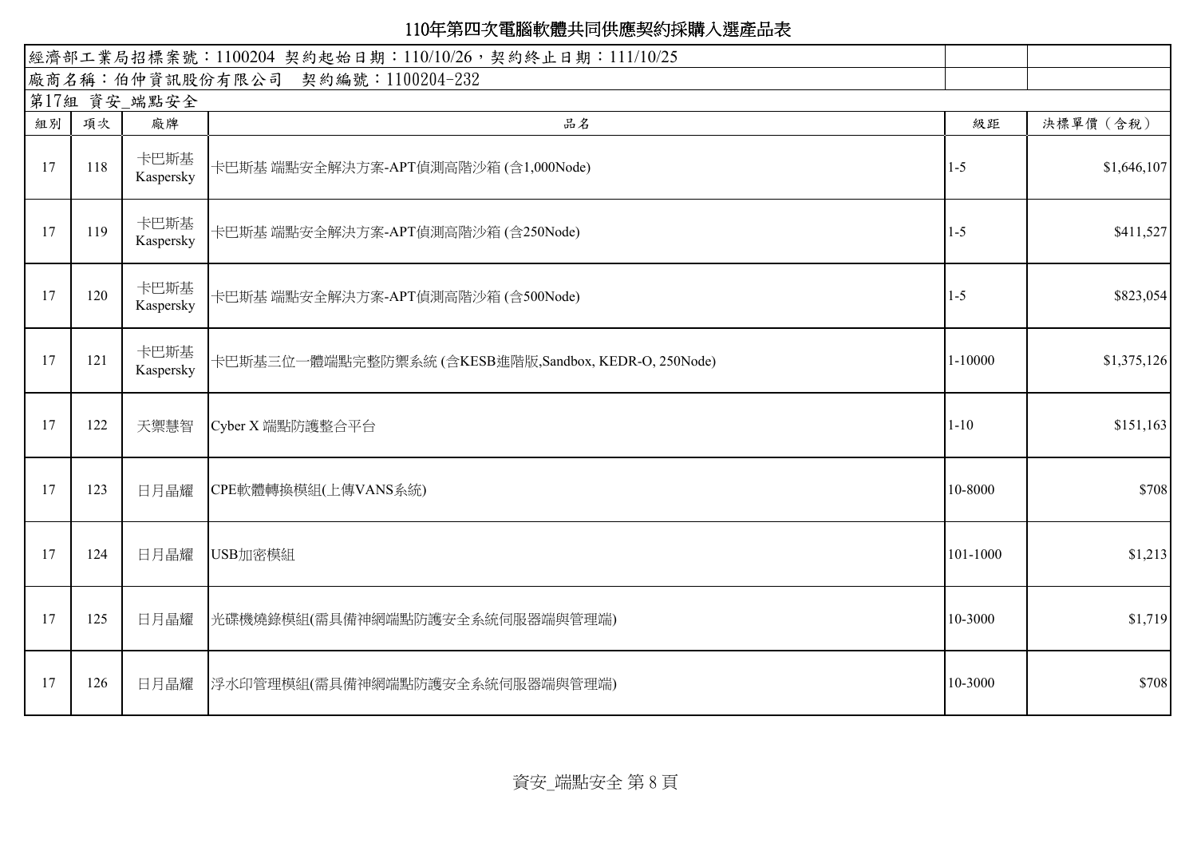# 110年第四次電腦軟體共同供應契約採購入選產品表

經濟部工業局招標案號：1100204 契約起始日期：110/10/26，契約終止日期：111/10/25

廠商名稱：伯仲資訊股份有限公司 契約編號：1100204-232

第17組 資安_端點安全

| 組別 | 項次 | 廠牌 | 品名 | 級距 | 決標單價（含稅） |
|---|---|---|---|---|---|
| 17 | 118 | 卡巴斯基 Kaspersky | 卡巴斯基 端點安全解決方案-APT偵測高階沙箱 (含1,000Node) | 1-5 | $1,646,107 |
| 17 | 119 | 卡巴斯基 Kaspersky | 卡巴斯基 端點安全解決方案-APT偵測高階沙箱 (含250Node) | 1-5 | $411,527 |
| 17 | 120 | 卡巴斯基 Kaspersky | 卡巴斯基 端點安全解決方案-APT偵測高階沙箱 (含500Node) | 1-5 | $823,054 |
| 17 | 121 | 卡巴斯基 Kaspersky | 卡巴斯基三位一體端點完整防禦系統 (含KESB進階版,Sandbox, KEDR-O, 250Node) | 1-10000 | $1,375,126 |
| 17 | 122 | 天禦慧智 | Cyber X 端點防護整合平台 | 1-10 | $151,163 |
| 17 | 123 | 日月晶耀 | CPE軟體轉換模組(上傳VANS系統) | 10-8000 | $708 |
| 17 | 124 | 日月晶耀 | USB加密模組 | 101-1000 | $1,213 |
| 17 | 125 | 日月晶耀 | 光碟機燒錄模組(需具備神網端點防護安全系統伺服器端與管理端) | 10-3000 | $1,719 |
| 17 | 126 | 日月晶耀 | 浮水印管理模組(需具備神網端點防護安全系統伺服器端與管理端) | 10-3000 | $708 |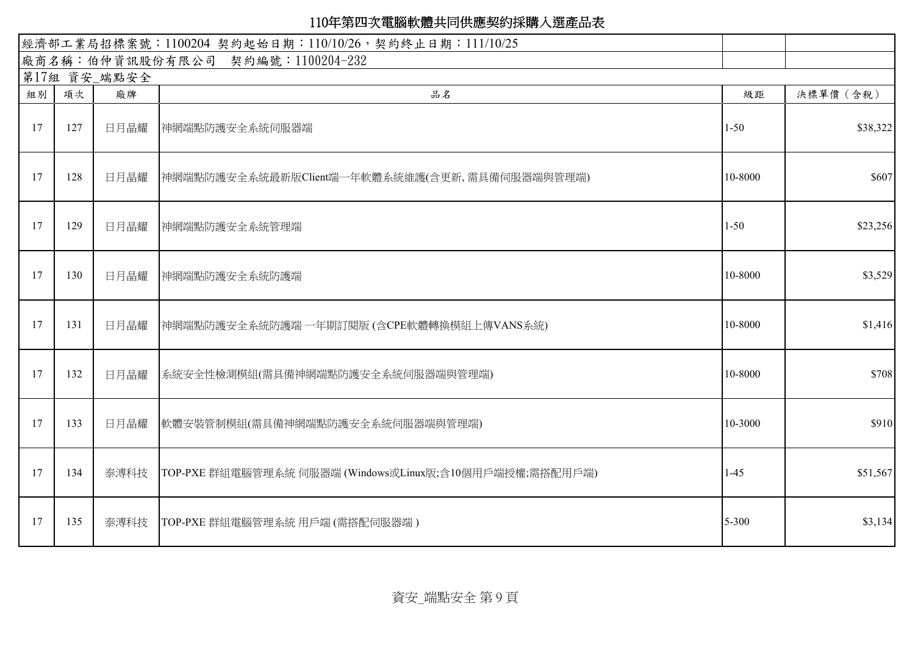# 110年第四次電腦軟體共同供應契約採購入選產品表

| 經濟部工業局招標案號：1100204 契約起始日期：110/10/26，契約終止日期：111/10/25 | | | | | |
|---|---|---|---|---|---|
| 廠商名稱：伯仲資訊股份有限公司　契約編號：1100204-232 | | | | | |
| 第17組 資安_端點安全 | | | | | |
| 組別 | 項次 | 廠牌 | 品名 | 級距 | 決標單價（含稅） |
| 17 | 127 | 日月晶耀 | 神網端點防護安全系統伺服器端 | 1-50 | $38,322 |
| 17 | 128 | 日月晶耀 | 神網端點防護安全系統最新版Client端一年軟體系統維護(含更新, 需具備伺服器端與管理端) | 10-8000 | $607 |
| 17 | 129 | 日月晶耀 | 神網端點防護安全系統管理端 | 1-50 | $23,256 |
| 17 | 130 | 日月晶耀 | 神網端點防護安全系統防護端 | 10-8000 | $3,529 |
| 17 | 131 | 日月晶耀 | 神網端點防護安全系統防護端 一年期訂閱版 (含CPE軟體轉換模組上傳VANS系統) | 10-8000 | $1,416 |
| 17 | 132 | 日月晶耀 | 系統安全性檢測模組(需具備神網端點防護安全系統伺服器端與管理端) | 10-8000 | $708 |
| 17 | 133 | 日月晶耀 | 軟體安裝管制模組(需具備神網端點防護安全系統伺服器端與管理端) | 10-3000 | $910 |
| 17 | 134 | 泰溥科技 | TOP-PXE 群組電腦管理系統 伺服器端 (Windows或Linux版;含10個用戶端授權;需搭配用戶端) | 1-45 | $51,567 |
| 17 | 135 | 泰溥科技 | TOP-PXE 群組電腦管理系統 用戶端 (需搭配伺服器端 ) | 5-300 | $3,134 |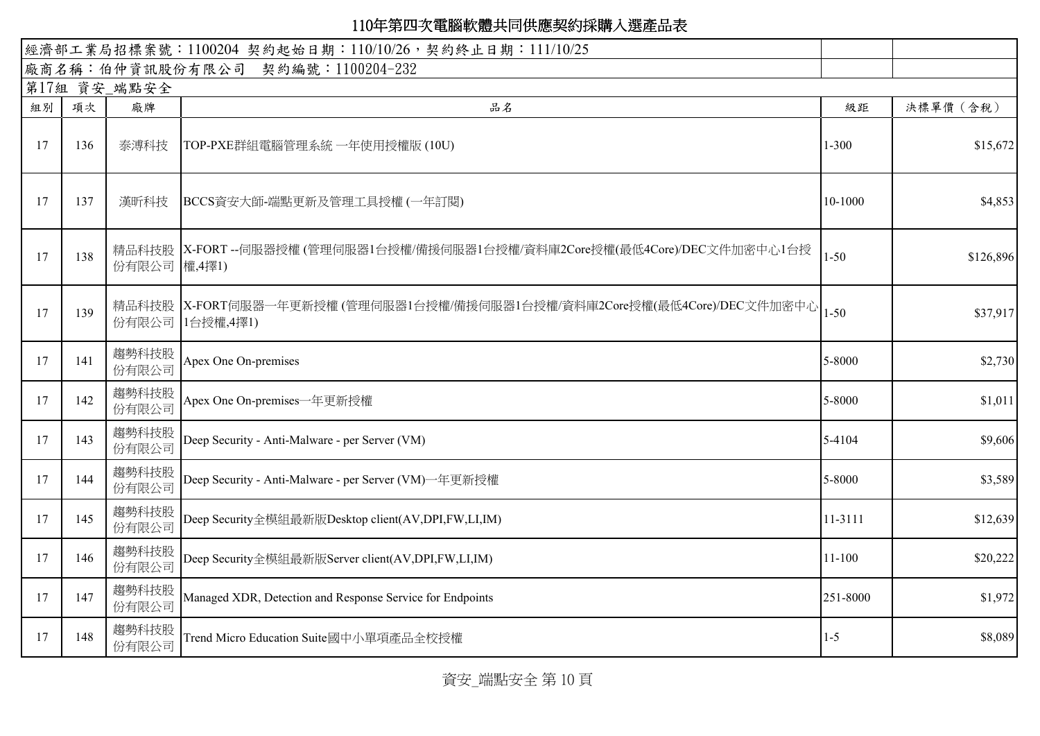# 110年第四次電腦軟體共同供應契約採購入選產品表

| 經濟部工業局招標案號：1100204 契約起始日期：110/10/26，契約終止日期：111/10/25 | | | | | |
|---|---|---|---|---|---|
| 廠商名稱：伯仲資訊股份有限公司 契約編號：1100204-232 | | | | | |
| 第17組 資安_端點安全 | | | | | |
| 組別 | 項次 | 廠牌 | 品名 | 級距 | 決標單價（含稅） |
| 17 | 136 | 泰溥科技 | TOP-PXE群組電腦管理系統 一年使用授權版 (10U) | 1-300 | $15,672 |
| 17 | 137 | 漢昕科技 | BCCS資安大師-端點更新及管理工具授權 (一年訂閱) | 10-1000 | $4,853 |
| 17 | 138 | 精品科技股份有限公司 | X-FORT --伺服器授權 (管理伺服器1台授權/備援伺服器1台授權/資料庫2Core授權(最低4Core)/DEC文件加密中心1台授權,4擇1) | 1-50 | $126,896 |
| 17 | 139 | 精品科技股份有限公司 | X-FORT伺服器一年更新授權 (管理伺服器1台授權/備援伺服器1台授權/資料庫2Core授權(最低4Core)/DEC文件加密中心1台授權,4擇1) | 1-50 | $37,917 |
| 17 | 141 | 趨勢科技股份有限公司 | Apex One On-premises | 5-8000 | $2,730 |
| 17 | 142 | 趨勢科技股份有限公司 | Apex One On-premises一年更新授權 | 5-8000 | $1,011 |
| 17 | 143 | 趨勢科技股份有限公司 | Deep Security - Anti-Malware - per Server (VM) | 5-4104 | $9,606 |
| 17 | 144 | 趨勢科技股份有限公司 | Deep Security - Anti-Malware - per Server (VM)一年更新授權 | 5-8000 | $3,589 |
| 17 | 145 | 趨勢科技股份有限公司 | Deep Security全模組最新版Desktop client(AV,DPI,FW,LI,IM) | 11-3111 | $12,639 |
| 17 | 146 | 趨勢科技股份有限公司 | Deep Security全模組最新版Server client(AV,DPI,FW,LI,IM) | 11-100 | $20,222 |
| 17 | 147 | 趨勢科技股份有限公司 | Managed XDR, Detection and Response Service for Endpoints | 251-8000 | $1,972 |
| 17 | 148 | 趨勢科技股份有限公司 | Trend Micro Education Suite國中小單項產品全校授權 | 1-5 | $8,089 |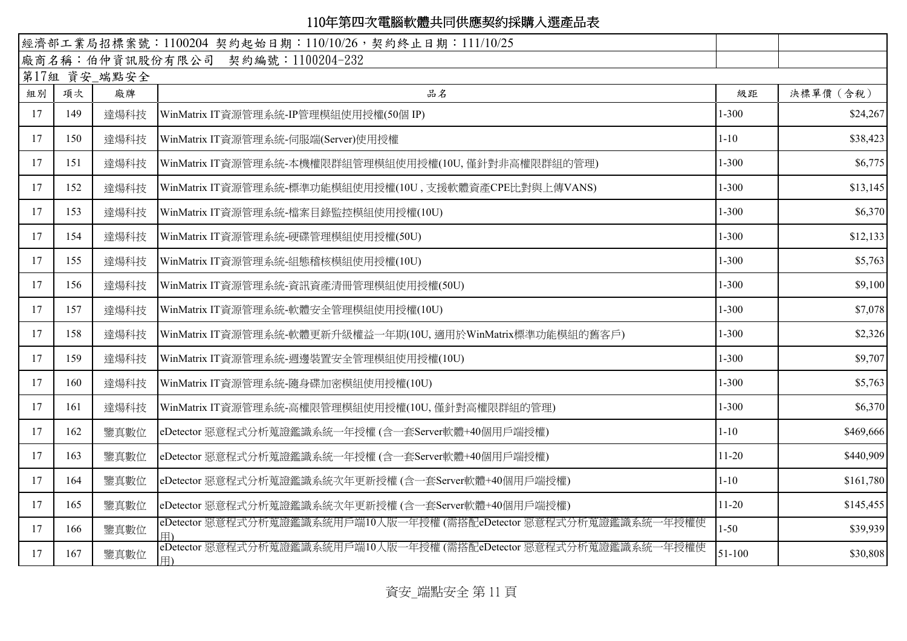# 110年第四次電腦軟體共同供應契約採購入選產品表

經濟部工業局招標案號：1100204 契約起始日期：110/10/26，契約終止日期：111/10/25

廠商名稱：伯仲資訊股份有限公司 契約編號：1100204-232

第17組 資安_端點安全

| 組別 | 項次 | 廠牌 | 品名 | 級距 | 決標單價（含稅） |
|---|---|---|---|---|---|
| 17 | 149 | 達煬科技 | WinMatrix IT資源管理系統-IP管理模組使用授權(50個 IP) | 1-300 | $24,267 |
| 17 | 150 | 達煬科技 | WinMatrix IT資源管理系統-伺服端(Server)使用授權 | 1-10 | $38,423 |
| 17 | 151 | 達煬科技 | WinMatrix IT資源管理系統-本機權限群組管理模組使用授權(10U, 僅針對非高權限群組的管理) | 1-300 | $6,775 |
| 17 | 152 | 達煬科技 | WinMatrix IT資源管理系統-標準功能模組使用授權(10U , 支援軟體資產CPE比對與上傳VANS) | 1-300 | $13,145 |
| 17 | 153 | 達煬科技 | WinMatrix IT資源管理系統-檔案目錄監控模組使用授權(10U) | 1-300 | $6,370 |
| 17 | 154 | 達煬科技 | WinMatrix IT資源管理系統-硬碟管理模組使用授權(50U) | 1-300 | $12,133 |
| 17 | 155 | 達煬科技 | WinMatrix IT資源管理系統-組態稽核模組使用授權(10U) | 1-300 | $5,763 |
| 17 | 156 | 達煬科技 | WinMatrix IT資源管理系統-資訊資產清冊管理模組使用授權(50U) | 1-300 | $9,100 |
| 17 | 157 | 達煬科技 | WinMatrix IT資源管理系統-軟體安全管理模組使用授權(10U) | 1-300 | $7,078 |
| 17 | 158 | 達煬科技 | WinMatrix IT資源管理系統-軟體更新升級權益一年期(10U, 適用於WinMatrix標準功能模組的舊客戶) | 1-300 | $2,326 |
| 17 | 159 | 達煬科技 | WinMatrix IT資源管理系統-週邊裝置安全管理模組使用授權(10U) | 1-300 | $9,707 |
| 17 | 160 | 達煬科技 | WinMatrix IT資源管理系統-隨身碟加密模組使用授權(10U) | 1-300 | $5,763 |
| 17 | 161 | 達煬科技 | WinMatrix IT資源管理系統-高權限管理模組使用授權(10U, 僅針對高權限群組的管理) | 1-300 | $6,370 |
| 17 | 162 | 鑒真數位 | eDetector 惡意程式分析蒐證鑑識系統一年授權 (含一套Server軟體+40個用戶端授權) | 1-10 | $469,666 |
| 17 | 163 | 鑒真數位 | eDetector 惡意程式分析蒐證鑑識系統一年授權 (含一套Server軟體+40個用戶端授權) | 11-20 | $440,909 |
| 17 | 164 | 鑒真數位 | eDetector 惡意程式分析蒐證鑑識系統次年更新授權 (含一套Server軟體+40個用戶端授權) | 1-10 | $161,780 |
| 17 | 165 | 鑒真數位 | eDetector 惡意程式分析蒐證鑑識系統次年更新授權 (含一套Server軟體+40個用戶端授權) | 11-20 | $145,455 |
| 17 | 166 | 鑒真數位 | eDetector 惡意程式分析蒐證鑑識系統用戶端10人版一年授權 (需搭配eDetector 惡意程式分析蒐證鑑識系統一年授權使用) | 1-50 | $39,939 |
| 17 | 167 | 鑒真數位 | eDetector 惡意程式分析蒐證鑑識系統用戶端10人版一年授權 (需搭配eDetector 惡意程式分析蒐證鑑識系統一年授權使用) | 51-100 | $30,808 |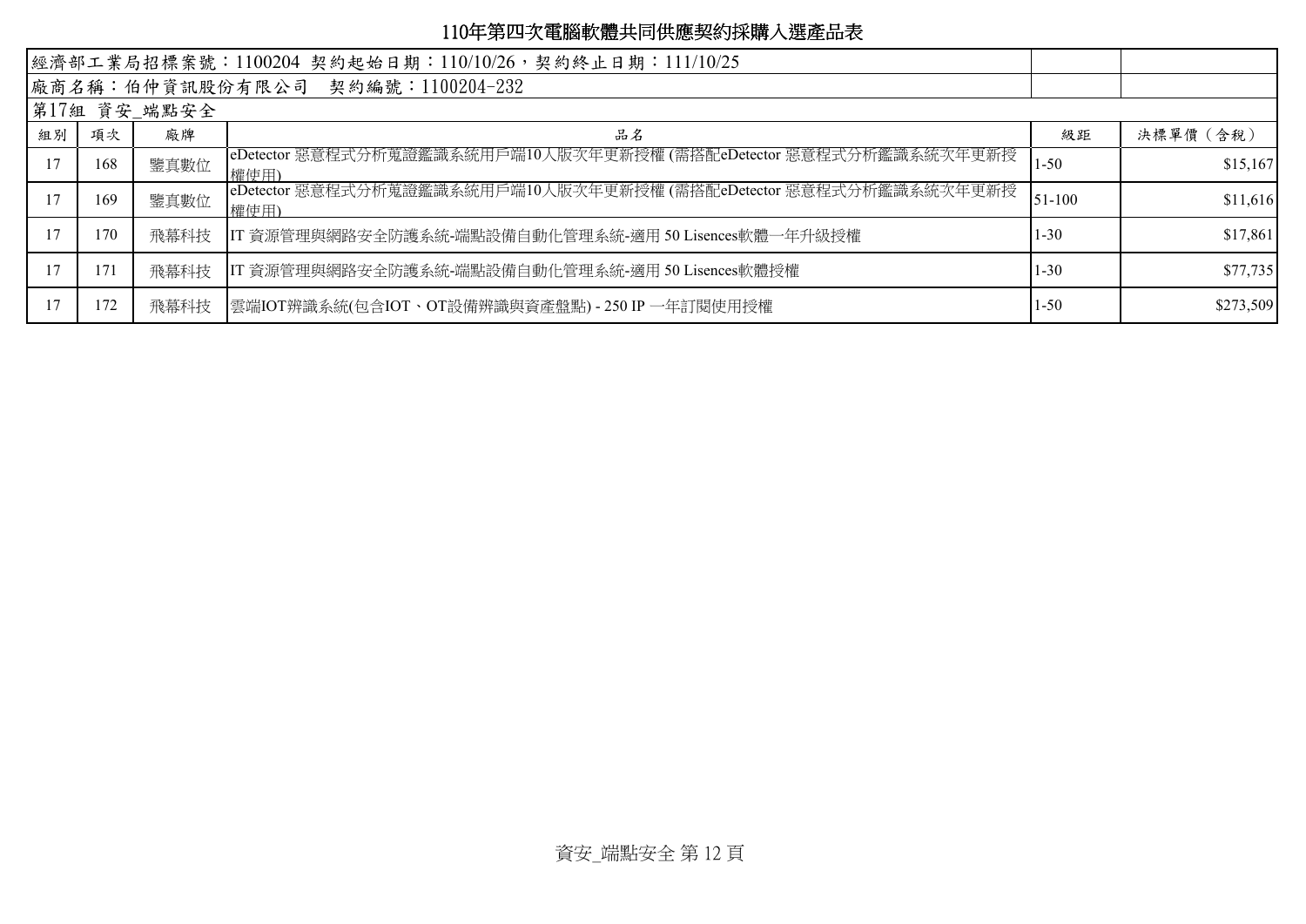# 110年第四次電腦軟體共同供應契約採購入選產品表

| 經濟部工業局招標案號：1100204 契約起始日期：110/10/26，契約終止日期：111/10/25 | | | | | |
|---|---|---|---|---|---|
| 廠商名稱：伯仲資訊股份有限公司　契約編號：1100204-232 | | | | | |
| 第17組 資安_端點安全 | | | | | |
| 組別 | 項次 | 廠牌 | 品名 | 級距 | 決標單價（含稅） |
| 17 | 168 | 鑒真數位 | eDetector 惡意程式分析蒐證鑑識系統用戶端10人版次年更新授權 (需搭配eDetector 惡意程式分析鑑識系統次年更新授權使用) | 1-50 | $15,167 |
| 17 | 169 | 鑒真數位 | eDetector 惡意程式分析蒐證鑑識系統用戶端10人版次年更新授權 (需搭配eDetector 惡意程式分析鑑識系統次年更新授權使用) | 51-100 | $11,616 |
| 17 | 170 | 飛幕科技 | IT 資源管理與網路安全防護系統-端點設備自動化管理系統-適用 50 Lisences軟體一年升級授權 | 1-30 | $17,861 |
| 17 | 171 | 飛幕科技 | IT 資源管理與網路安全防護系統-端點設備自動化管理系統-適用 50 Lisences軟體授權 | 1-30 | $77,735 |
| 17 | 172 | 飛幕科技 | 雲端IOT辨識系統(包含IOT、OT設備辨識與資產盤點) - 250 IP 一年訂閱使用授權 | 1-50 | $273,509 |